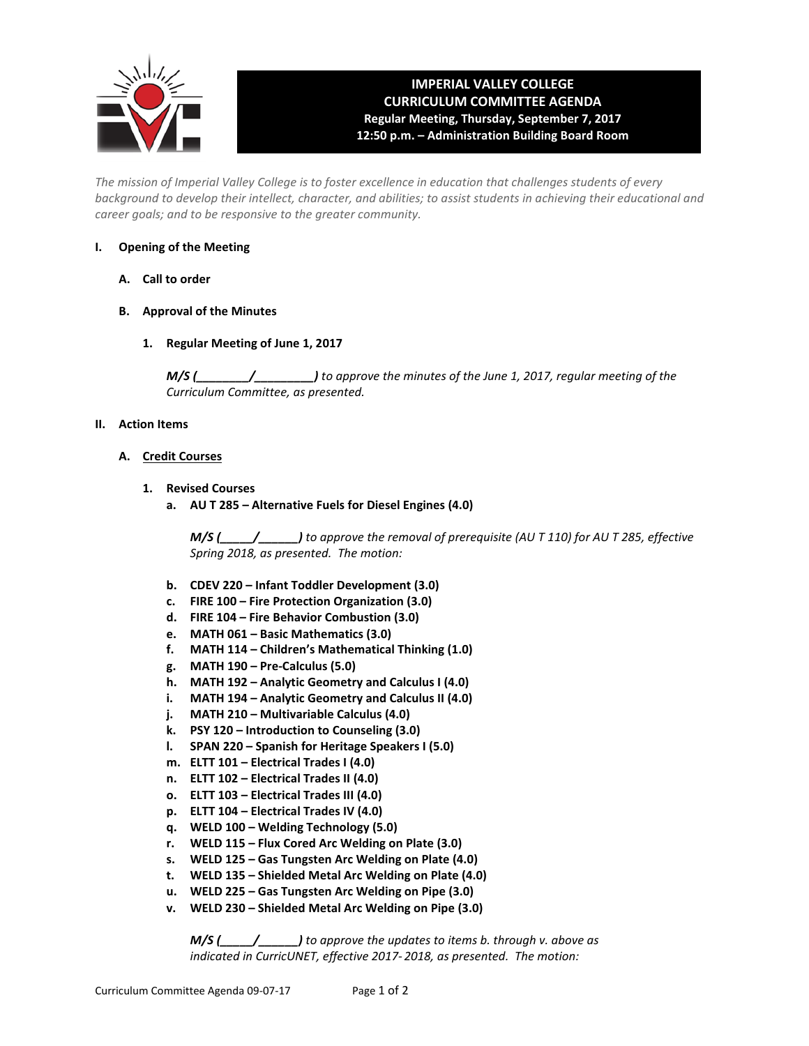# IMPERIAL VALLEY COLLEGE
## CURRICULUM COMMITTEE AGENDA
**Regular Meeting, Thursday, September 7, 2017**
**12:50 p.m. – Administration Building Board Room**

*The mission of Imperial Valley College is to foster excellence in education that challenges students of every background to develop their intellect, character, and abilities; to assist students in achieving their educational and career goals; and to be responsive to the greater community.*

**I. Opening of the Meeting**

**A. Call to order**

**B. Approval of the Minutes**

**1. Regular Meeting of June 1, 2017**

***M/S (________/_________)*** *to approve the minutes of the June 1, 2017, regular meeting of the Curriculum Committee, as presented.*

**II. Action Items**

**A. <u>Credit Courses</u>**

**1. Revised Courses**

**a. AU T 285 – Alternative Fuels for Diesel Engines (4.0)**

***M/S (_____/______)*** *to approve the removal of prerequisite (AU T 110) for AU T 285, effective Spring 2018, as presented. The motion:*

**b. CDEV 220 – Infant Toddler Development (3.0)**
**c. FIRE 100 – Fire Protection Organization (3.0)**
**d. FIRE 104 – Fire Behavior Combustion (3.0)**
**e. MATH 061 – Basic Mathematics (3.0)**
**f. MATH 114 – Children's Mathematical Thinking (1.0)**
**g. MATH 190 – Pre-Calculus (5.0)**
**h. MATH 192 – Analytic Geometry and Calculus I (4.0)**
**i. MATH 194 – Analytic Geometry and Calculus II (4.0)**
**j. MATH 210 – Multivariable Calculus (4.0)**
**k. PSY 120 – Introduction to Counseling (3.0)**
**l. SPAN 220 – Spanish for Heritage Speakers I (5.0)**
**m. ELTT 101 – Electrical Trades I (4.0)**
**n. ELTT 102 – Electrical Trades II (4.0)**
**o. ELTT 103 – Electrical Trades III (4.0)**
**p. ELTT 104 – Electrical Trades IV (4.0)**
**q. WELD 100 – Welding Technology (5.0)**
**r. WELD 115 – Flux Cored Arc Welding on Plate (3.0)**
**s. WELD 125 – Gas Tungsten Arc Welding on Plate (4.0)**
**t. WELD 135 – Shielded Metal Arc Welding on Plate (4.0)**
**u. WELD 225 – Gas Tungsten Arc Welding on Pipe (3.0)**
**v. WELD 230 – Shielded Metal Arc Welding on Pipe (3.0)**

***M/S (_____/______)*** *to approve the updates to items b. through v. above as indicated in CurricUNET, effective 2017- 2018, as presented. The motion:*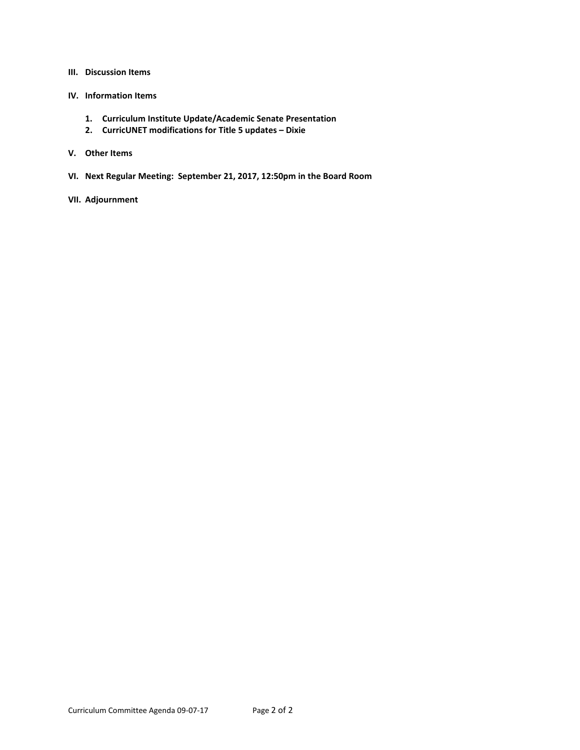**III. Discussion Items**

**IV. Information Items**

1. **Curriculum Institute Update/Academic Senate Presentation**
2. **CurricUNET modifications for Title 5 updates – Dixie**

**V. Other Items**

**VI. Next Regular Meeting: September 21, 2017, 12:50pm in the Board Room**

**VII. Adjournment**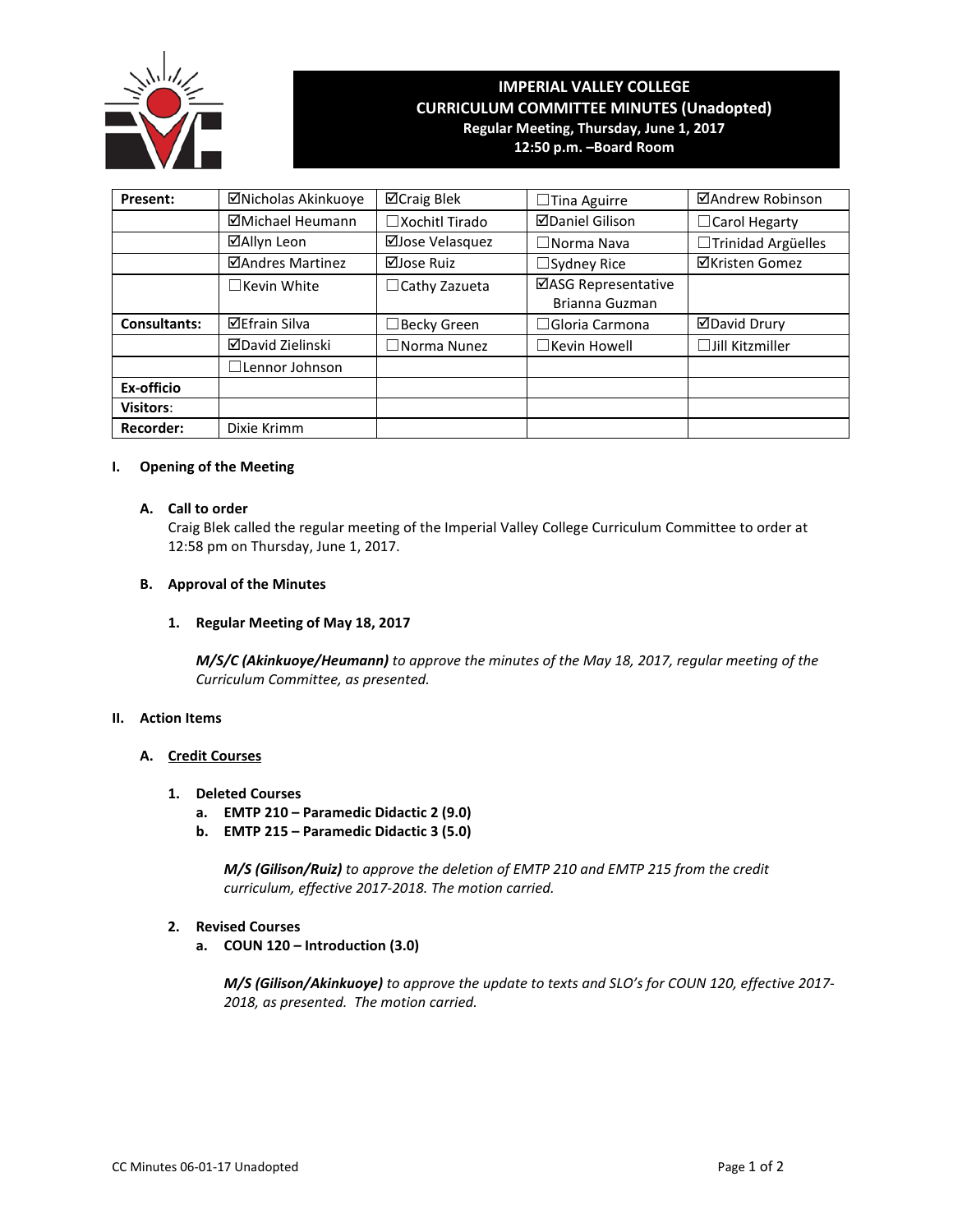# IMPERIAL VALLEY COLLEGE
## CURRICULUM COMMITTEE MINUTES (Unadopted)
**Regular Meeting, Thursday, June 1, 2017**
**12:50 p.m. –Board Room**

| **Present:** | ☑Nicholas Akinkuoye | ☑Craig Blek | ☐Tina Aguirre | ☑Andrew Robinson |
|---|---|---|---|---|
| | ☑Michael Heumann | ☐Xochitl Tirado | ☑Daniel Gilison | ☐Carol Hegarty |
| | ☑Allyn Leon | ☑Jose Velasquez | ☐Norma Nava | ☐Trinidad Argüelles |
| | ☑Andres Martinez | ☑Jose Ruiz | ☐Sydney Rice | ☑Kristen Gomez |
| | ☐Kevin White | ☐Cathy Zazueta | ☑ASG Representative Brianna Guzman | |
| **Consultants:** | ☑Efrain Silva | ☐Becky Green | ☐Gloria Carmona | ☑David Drury |
| | ☑David Zielinski | ☐Norma Nunez | ☐Kevin Howell | ☐Jill Kitzmiller |
| | ☐Lennor Johnson | | | |
| **Ex-officio** | | | | |
| **Visitors**: | | | | |
| **Recorder:** | Dixie Krimm | | | |

**I. Opening of the Meeting**

**A. Call to order**

Craig Blek called the regular meeting of the Imperial Valley College Curriculum Committee to order at 12:58 pm on Thursday, June 1, 2017.

**B. Approval of the Minutes**

**1. Regular Meeting of May 18, 2017**

***M/S/C (Akinkuoye/Heumann)*** *to approve the minutes of the May 18, 2017, regular meeting of the Curriculum Committee, as presented.*

**II. Action Items**

**A. Credit Courses**

**1. Deleted Courses**

**a. EMTP 210 – Paramedic Didactic 2 (9.0)**

**b. EMTP 215 – Paramedic Didactic 3 (5.0)**

***M/S (Gilison/Ruiz)*** *to approve the deletion of EMTP 210 and EMTP 215 from the credit curriculum, effective 2017-2018. The motion carried.*

**2. Revised Courses**

**a. COUN 120 – Introduction (3.0)**

***M/S (Gilison/Akinkuoye)*** *to approve the update to texts and SLO's for COUN 120, effective 2017-2018, as presented. The motion carried.*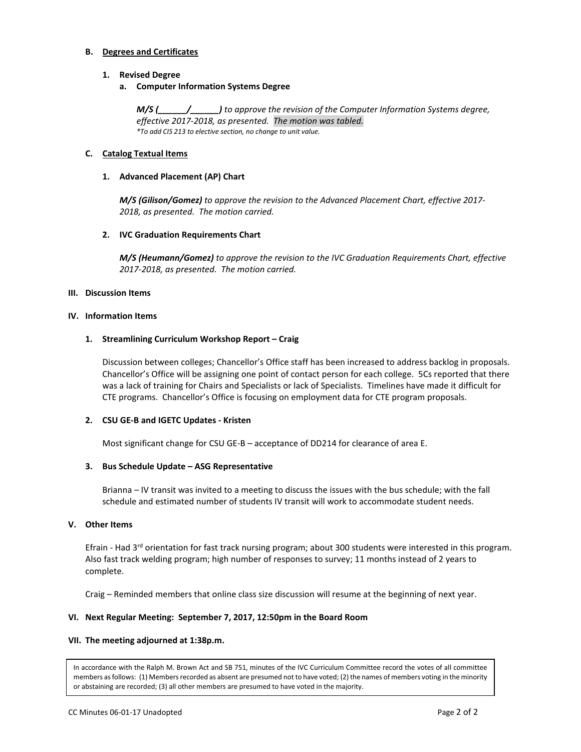### B. Degrees and Certificates

#### 1. Revised Degree

##### a. Computer Information Systems Degree

***M/S (______/______)*** *to approve the revision of the Computer Information Systems degree, effective 2017-2018, as presented. The motion was tabled.*
*\*To add CIS 213 to elective section, no change to unit value.*

### C. Catalog Textual Items

#### 1. Advanced Placement (AP) Chart

***M/S (Gilison/Gomez)*** *to approve the revision to the Advanced Placement Chart, effective 2017-2018, as presented. The motion carried.*

#### 2. IVC Graduation Requirements Chart

***M/S (Heumann/Gomez)*** *to approve the revision to the IVC Graduation Requirements Chart, effective 2017-2018, as presented. The motion carried.*

## III. Discussion Items

## IV. Information Items

### 1. Streamlining Curriculum Workshop Report – Craig

Discussion between colleges; Chancellor's Office staff has been increased to address backlog in proposals. Chancellor's Office will be assigning one point of contact person for each college. 5Cs reported that there was a lack of training for Chairs and Specialists or lack of Specialists. Timelines have made it difficult for CTE programs. Chancellor's Office is focusing on employment data for CTE program proposals.

### 2. CSU GE-B and IGETC Updates - Kristen

Most significant change for CSU GE-B – acceptance of DD214 for clearance of area E.

### 3. Bus Schedule Update – ASG Representative

Brianna – IV transit was invited to a meeting to discuss the issues with the bus schedule; with the fall schedule and estimated number of students IV transit will work to accommodate student needs.

## V. Other Items

Efrain - Had 3rd orientation for fast track nursing program; about 300 students were interested in this program. Also fast track welding program; high number of responses to survey; 11 months instead of 2 years to complete.

Craig – Reminded members that online class size discussion will resume at the beginning of next year.

## VI. Next Regular Meeting: September 7, 2017, 12:50pm in the Board Room

## VII. The meeting adjourned at 1:38p.m.

In accordance with the Ralph M. Brown Act and SB 751, minutes of the IVC Curriculum Committee record the votes of all committee members as follows: (1) Members recorded as absent are presumed not to have voted; (2) the names of members voting in the minority or abstaining are recorded; (3) all other members are presumed to have voted in the majority.

CC Minutes 06-01-17 Unadopted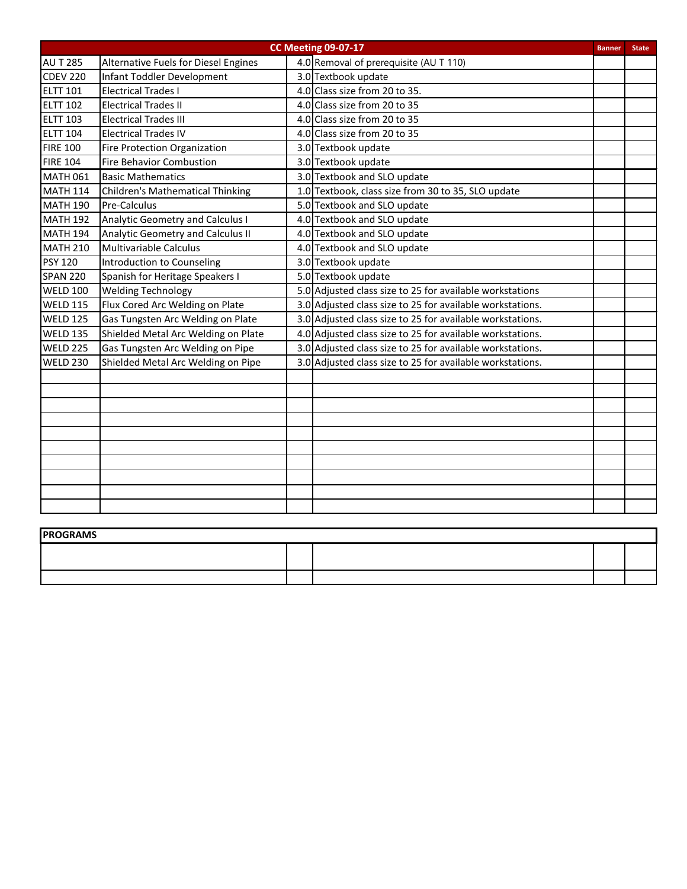| CC Meeting 09-07-17 | | | | Banner | State |
|---|---|---|---|---|---|
| AU T 285 | Alternative Fuels for Diesel Engines | 4.0 | Removal of prerequisite (AU T 110) | | |
| CDEV 220 | Infant Toddler Development | 3.0 | Textbook update | | |
| ELTT 101 | Electrical Trades I | 4.0 | Class size from 20 to 35. | | |
| ELTT 102 | Electrical Trades II | 4.0 | Class size from 20 to 35 | | |
| ELTT 103 | Electrical Trades III | 4.0 | Class size from 20 to 35 | | |
| ELTT 104 | Electrical Trades IV | 4.0 | Class size from 20 to 35 | | |
| FIRE 100 | Fire Protection Organization | 3.0 | Textbook update | | |
| FIRE 104 | Fire Behavior Combustion | 3.0 | Textbook update | | |
| MATH 061 | Basic Mathematics | 3.0 | Textbook and SLO update | | |
| MATH 114 | Children's Mathematical Thinking | 1.0 | Textbook, class size from 30 to 35, SLO update | | |
| MATH 190 | Pre-Calculus | 5.0 | Textbook and SLO update | | |
| MATH 192 | Analytic Geometry and Calculus I | 4.0 | Textbook and SLO update | | |
| MATH 194 | Analytic Geometry and Calculus II | 4.0 | Textbook and SLO update | | |
| MATH 210 | Multivariable Calculus | 4.0 | Textbook and SLO update | | |
| PSY 120 | Introduction to Counseling | 3.0 | Textbook update | | |
| SPAN 220 | Spanish for Heritage Speakers I | 5.0 | Textbook update | | |
| WELD 100 | Welding Technology | 5.0 | Adjusted class size to 25 for available workstations | | |
| WELD 115 | Flux Cored Arc Welding on Plate | 3.0 | Adjusted class size to 25 for available workstations. | | |
| WELD 125 | Gas Tungsten Arc Welding on Plate | 3.0 | Adjusted class size to 25 for available workstations. | | |
| WELD 135 | Shielded Metal Arc Welding on Plate | 4.0 | Adjusted class size to 25 for available workstations. | | |
| WELD 225 | Gas Tungsten Arc Welding on Pipe | 3.0 | Adjusted class size to 25 for available workstations. | | |
| WELD 230 | Shielded Metal Arc Welding on Pipe | 3.0 | Adjusted class size to 25 for available workstations. | | |

| PROGRAMS | | | | |
|---|---|---|---|---|
| | | | | |
| | | | | |